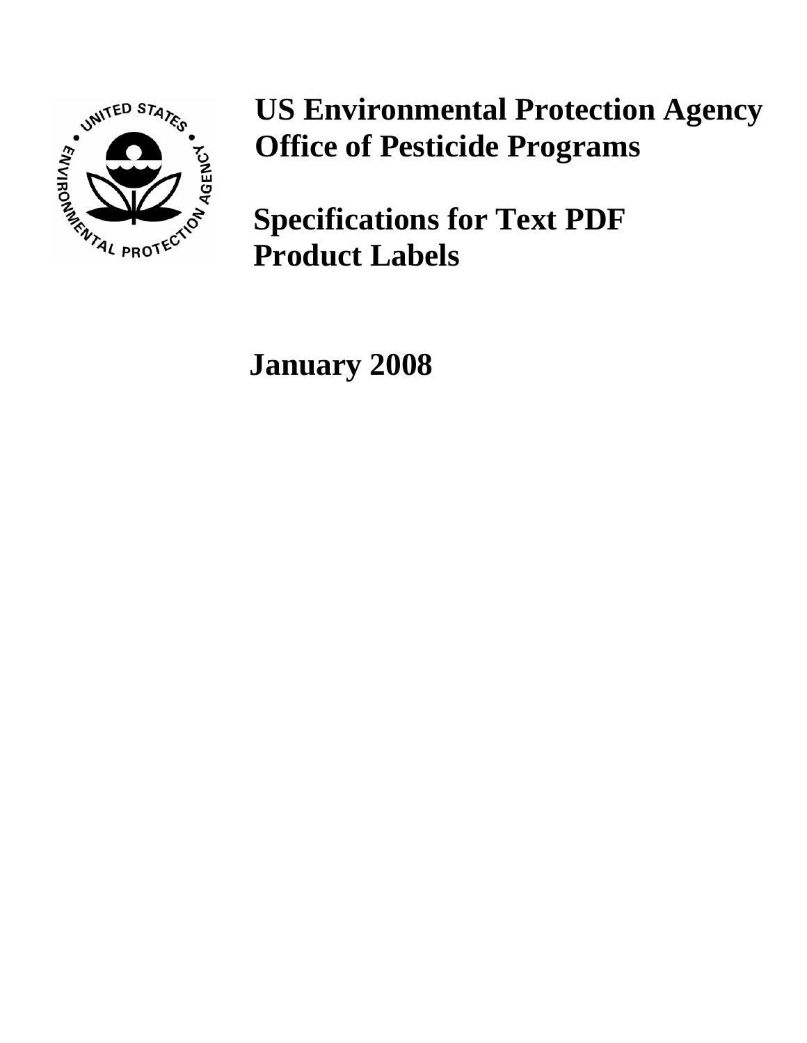# US Environmental Protection Agency
# Office of Pesticide Programs

## Specifications for Text PDF Product Labels

**January 2008**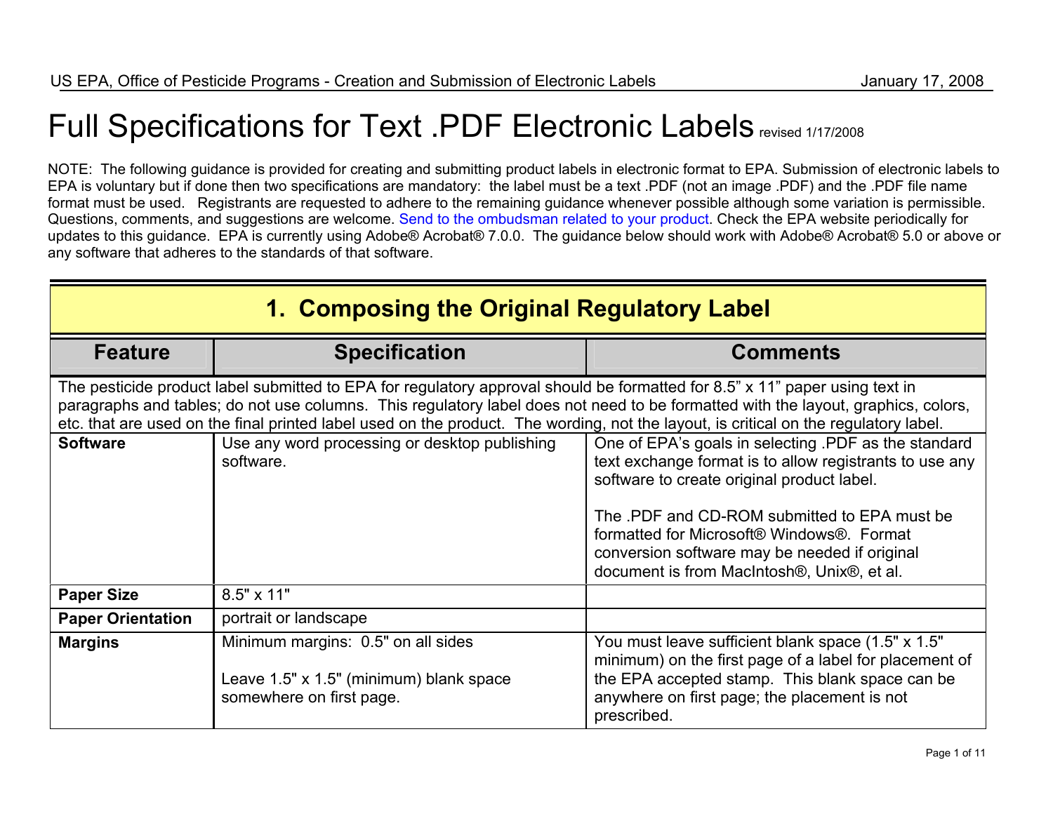# Full Specifications for Text .PDF Electronic Labels revised 1/17/2008

NOTE: The following guidance is provided for creating and submitting product labels in electronic format to EPA. Submission of electronic labels to EPA is voluntary but if done then two specifications are mandatory: the label must be a text .PDF (not an image .PDF) and the .PDF file name format must be used. Registrants are requested to adhere to the remaining guidance whenever possible although some variation is permissible. Questions, comments, and suggestions are welcome. Send to the ombudsman related to your product. Check the EPA website periodically for updates to this guidance. EPA is currently using Adobe® Acrobat® 7.0.0. The guidance below should work with Adobe® Acrobat® 5.0 or above or any software that adheres to the standards of that software.

## 1. Composing the Original Regulatory Label

| Feature | Specification | Comments |
|---|---|---|
| The pesticide product label submitted to EPA for regulatory approval should be formatted for 8.5" x 11" paper using text in paragraphs and tables; do not use columns. This regulatory label does not need to be formatted with the layout, graphics, colors, etc. that are used on the final printed label used on the product. The wording, not the layout, is critical on the regulatory label. | | |
| **Software** | Use any word processing or desktop publishing software. | One of EPA's goals in selecting .PDF as the standard text exchange format is to allow registrants to use any software to create original product label.<br><br>The .PDF and CD-ROM submitted to EPA must be formatted for Microsoft® Windows®. Format conversion software may be needed if original document is from MacIntosh®, Unix®, et al. |
| **Paper Size** | 8.5" x 11" | |
| **Paper Orientation** | portrait or landscape | |
| **Margins** | Minimum margins: 0.5" on all sides<br><br>Leave 1.5" x 1.5" (minimum) blank space somewhere on first page. | You must leave sufficient blank space (1.5" x 1.5" minimum) on the first page of a label for placement of the EPA accepted stamp. This blank space can be anywhere on first page; the placement is not prescribed. |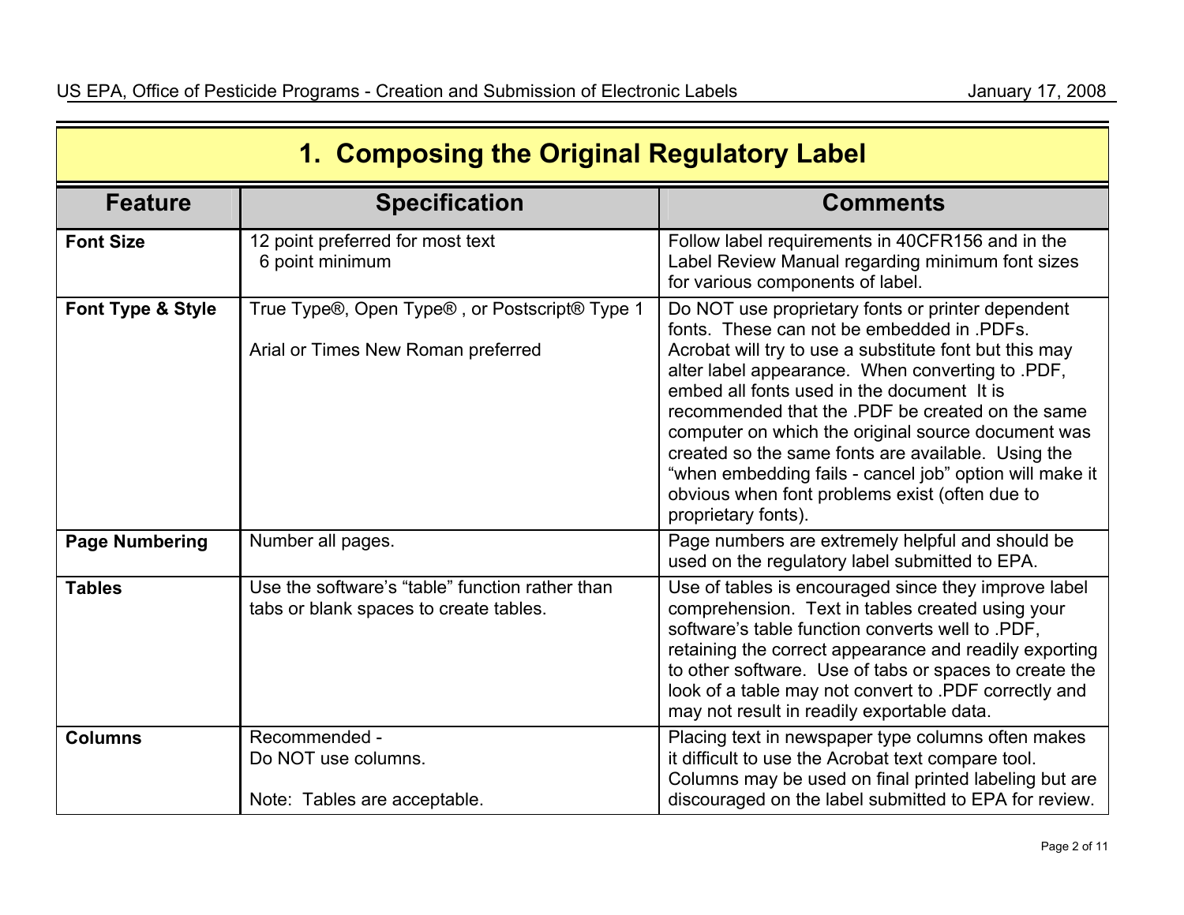# 1. Composing the Original Regulatory Label

| Feature | Specification | Comments |
|---|---|---|
| **Font Size** | 12 point preferred for most text<br>6 point minimum | Follow label requirements in 40CFR156 and in the Label Review Manual regarding minimum font sizes for various components of label. |
| **Font Type & Style** | True Type®, Open Type® , or Postscript® Type 1<br><br>Arial or Times New Roman preferred | Do NOT use proprietary fonts or printer dependent fonts. These can not be embedded in .PDFs. Acrobat will try to use a substitute font but this may alter label appearance. When converting to .PDF, embed all fonts used in the document It is recommended that the .PDF be created on the same computer on which the original source document was created so the same fonts are available. Using the "when embedding fails - cancel job" option will make it obvious when font problems exist (often due to proprietary fonts). |
| **Page Numbering** | Number all pages. | Page numbers are extremely helpful and should be used on the regulatory label submitted to EPA. |
| **Tables** | Use the software's "table" function rather than tabs or blank spaces to create tables. | Use of tables is encouraged since they improve label comprehension. Text in tables created using your software's table function converts well to .PDF, retaining the correct appearance and readily exporting to other software. Use of tabs or spaces to create the look of a table may not convert to .PDF correctly and may not result in readily exportable data. |
| **Columns** | Recommended -<br>Do NOT use columns.<br><br>Note: Tables are acceptable. | Placing text in newspaper type columns often makes it difficult to use the Acrobat text compare tool. Columns may be used on final printed labeling but are discouraged on the label submitted to EPA for review. |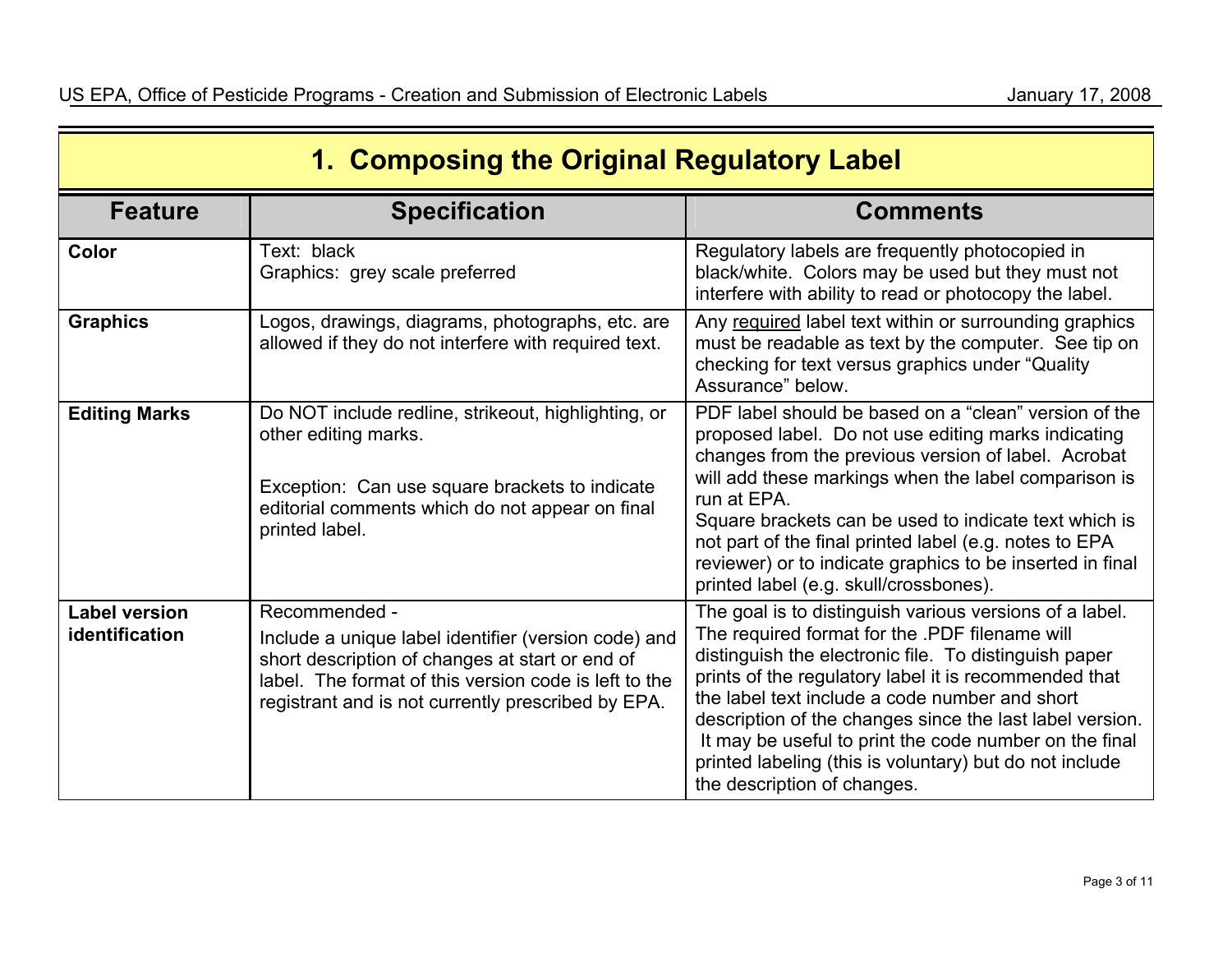## 1. Composing the Original Regulatory Label

| Feature | Specification | Comments |
|---|---|---|
| **Color** | Text: black<br>Graphics: grey scale preferred | Regulatory labels are frequently photocopied in black/white. Colors may be used but they must not interfere with ability to read or photocopy the label. |
| **Graphics** | Logos, drawings, diagrams, photographs, etc. are allowed if they do not interfere with required text. | Any <u>required</u> label text within or surrounding graphics must be readable as text by the computer. See tip on checking for text versus graphics under "Quality Assurance" below. |
| **Editing Marks** | Do NOT include redline, strikeout, highlighting, or other editing marks.<br><br>Exception: Can use square brackets to indicate editorial comments which do not appear on final printed label. | PDF label should be based on a "clean" version of the proposed label. Do not use editing marks indicating changes from the previous version of label. Acrobat will add these markings when the label comparison is run at EPA.<br>Square brackets can be used to indicate text which is not part of the final printed label (e.g. notes to EPA reviewer) or to indicate graphics to be inserted in final printed label (e.g. skull/crossbones). |
| **Label version identification** | Recommended -<br>Include a unique label identifier (version code) and short description of changes at start or end of label. The format of this version code is left to the registrant and is not currently prescribed by EPA. | The goal is to distinguish various versions of a label. The required format for the .PDF filename will distinguish the electronic file. To distinguish paper prints of the regulatory label it is recommended that the label text include a code number and short description of the changes since the last label version. It may be useful to print the code number on the final printed labeling (this is voluntary) but do not include the description of changes. |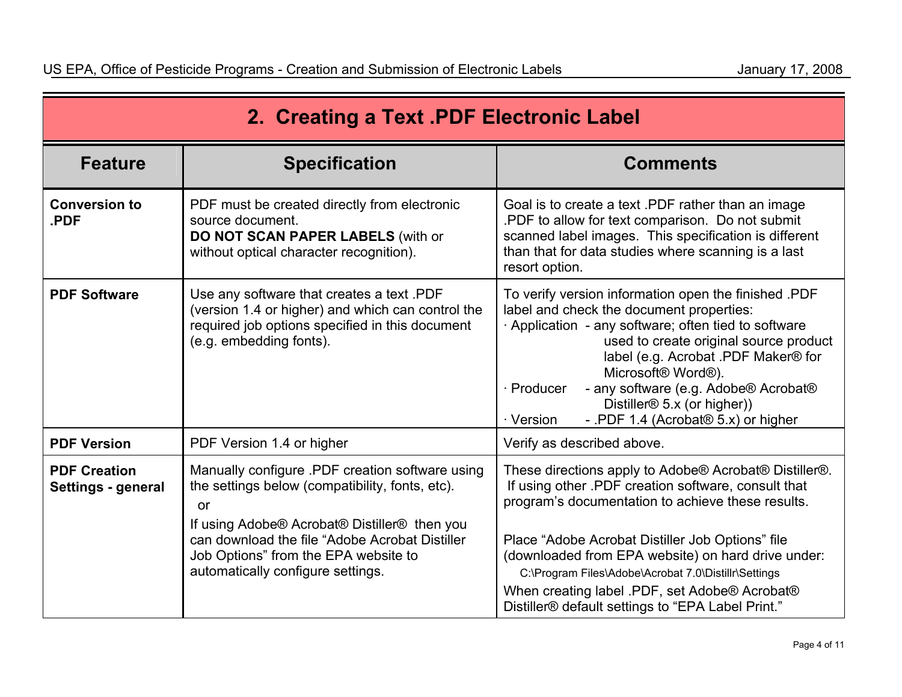## 2. Creating a Text .PDF Electronic Label

| Feature | Specification | Comments |
|---|---|---|
| **Conversion to .PDF** | PDF must be created directly from electronic source document. **DO NOT SCAN PAPER LABELS** (with or without optical character recognition). | Goal is to create a text .PDF rather than an image .PDF to allow for text comparison. Do not submit scanned label images. This specification is different than that for data studies where scanning is a last resort option. |
| **PDF Software** | Use any software that creates a text .PDF (version 1.4 or higher) and which can control the required job options specified in this document (e.g. embedding fonts). | To verify version information open the finished .PDF label and check the document properties:<br>· Application - any software; often tied to software used to create original source product label (e.g. Acrobat .PDF Maker® for Microsoft® Word®).<br>· Producer - any software (e.g. Adobe® Acrobat® Distiller® 5.x (or higher))<br>· Version - .PDF 1.4 (Acrobat® 5.x) or higher |
| **PDF Version** | PDF Version 1.4 or higher | Verify as described above. |
| **PDF Creation Settings - general** | Manually configure .PDF creation software using the settings below (compatibility, fonts, etc).<br>or<br>If using Adobe® Acrobat® Distiller® then you can download the file "Adobe Acrobat Distiller Job Options" from the EPA website to automatically configure settings. | These directions apply to Adobe® Acrobat® Distiller®. If using other .PDF creation software, consult that program's documentation to achieve these results.<br><br>Place "Adobe Acrobat Distiller Job Options" file (downloaded from EPA website) on hard drive under:<br>C:\Program Files\Adobe\Acrobat 7.0\Distillr\Settings<br>When creating label .PDF, set Adobe® Acrobat® Distiller® default settings to "EPA Label Print." |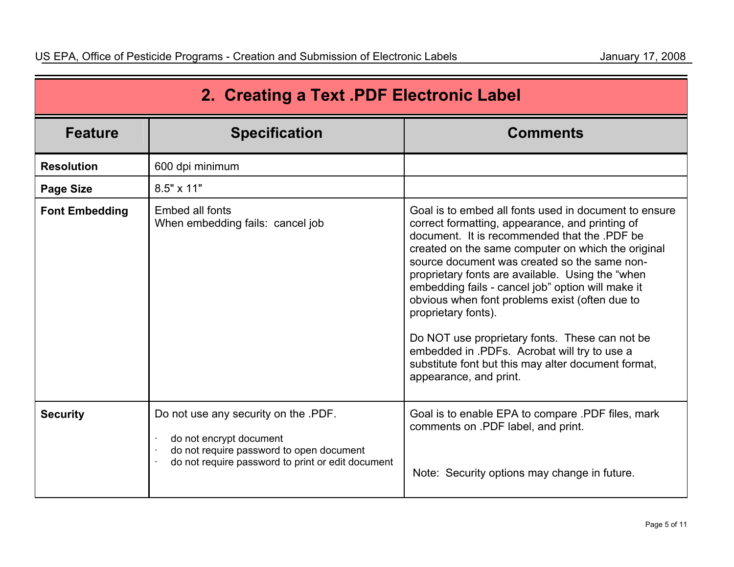## 2. Creating a Text .PDF Electronic Label

| Feature | Specification | Comments |
|---|---|---|
| **Resolution** | 600 dpi minimum | |
| **Page Size** | 8.5" x 11" | |
| **Font Embedding** | Embed all fonts<br>When embedding fails: cancel job | Goal is to embed all fonts used in document to ensure correct formatting, appearance, and printing of document. It is recommended that the .PDF be created on the same computer on which the original source document was created so the same non-proprietary fonts are available. Using the "when embedding fails - cancel job" option will make it obvious when font problems exist (often due to proprietary fonts).<br><br>Do NOT use proprietary fonts. These can not be embedded in .PDFs. Acrobat will try to use a substitute font but this may alter document format, appearance, and print. |
| **Security** | Do not use any security on the .PDF.<br>· do not encrypt document<br>· do not require password to open document<br>· do not require password to print or edit document | Goal is to enable EPA to compare .PDF files, mark comments on .PDF label, and print.<br><br>Note: Security options may change in future. |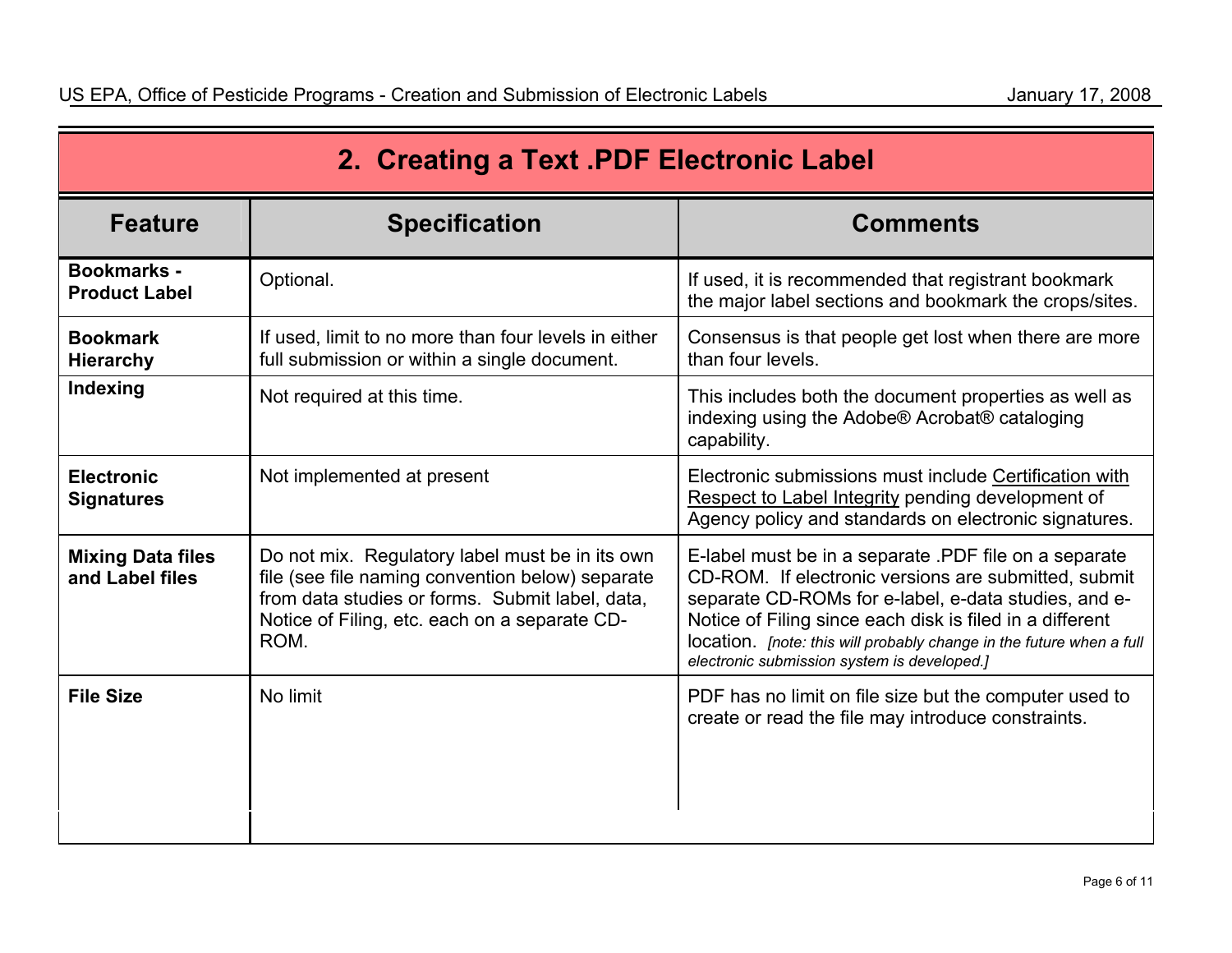## 2. Creating a Text .PDF Electronic Label

| Feature | Specification | Comments |
| --- | --- | --- |
| **Bookmarks - Product Label** | Optional. | If used, it is recommended that registrant bookmark the major label sections and bookmark the crops/sites. |
| **Bookmark Hierarchy** | If used, limit to no more than four levels in either full submission or within a single document. | Consensus is that people get lost when there are more than four levels. |
| **Indexing** | Not required at this time. | This includes both the document properties as well as indexing using the Adobe® Acrobat® cataloging capability. |
| **Electronic Signatures** | Not implemented at present | Electronic submissions must include Certification with Respect to Label Integrity pending development of Agency policy and standards on electronic signatures. |
| **Mixing Data files and Label files** | Do not mix. Regulatory label must be in its own file (see file naming convention below) separate from data studies or forms. Submit label, data, Notice of Filing, etc. each on a separate CD-ROM. | E-label must be in a separate .PDF file on a separate CD-ROM. If electronic versions are submitted, submit separate CD-ROMs for e-label, e-data studies, and e-Notice of Filing since each disk is filed in a different location. *[note: this will probably change in the future when a full electronic submission system is developed.]* |
| **File Size** | No limit | PDF has no limit on file size but the computer used to create or read the file may introduce constraints. |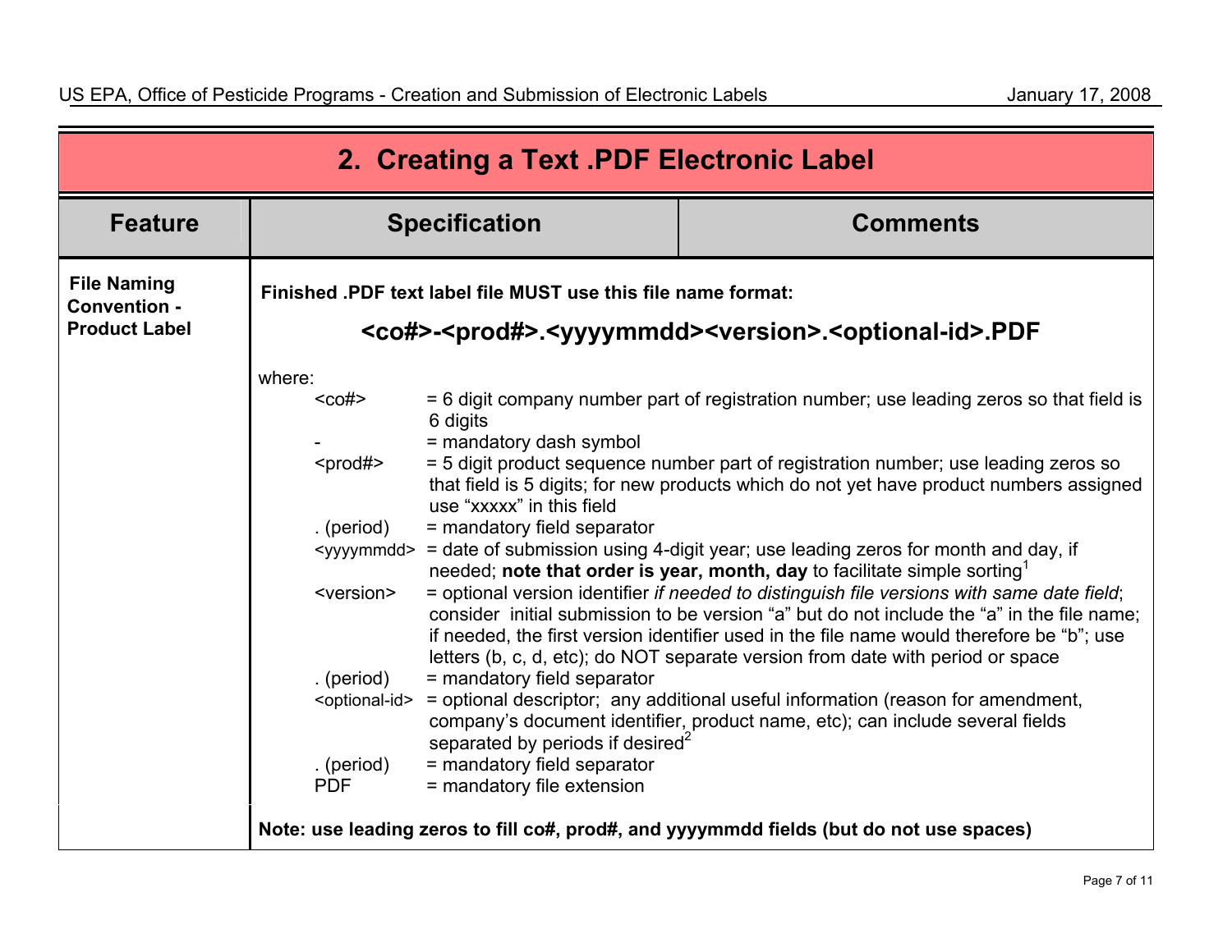## 2. Creating a Text .PDF Electronic Label

| Feature | Specification | Comments |
|---|---|---|
| **File Naming Convention - Product Label** | **Finished .PDF text label file MUST use this file name format:**<br><br>**<co#>-<prod#>.<yyyymmdd><version>.<optional-id>.PDF**<br><br>where:<br>`<co#>` = 6 digit company number part of registration number; use leading zeros so that field is 6 digits<br>`-` = mandatory dash symbol<br>`<prod#>` = 5 digit product sequence number part of registration number; use leading zeros so that field is 5 digits; for new products which do not yet have product numbers assigned use "xxxxx" in this field<br>. (period) = mandatory field separator<br>`<yyyymmdd>` = date of submission using 4-digit year; use leading zeros for month and day, if needed; **note that order is year, month, day** to facilitate simple sorting[1]<br>`<version>` = optional version identifier *if needed to distinguish file versions with same date field*; consider initial submission to be version "a" but do not include the "a" in the file name; if needed, the first version identifier used in the file name would therefore be "b"; use letters (b, c, d, etc); do NOT separate version from date with period or space<br>. (period) = mandatory field separator<br>`<optional-id>` = optional descriptor; any additional useful information (reason for amendment, company's document identifier, product name, etc); can include several fields separated by periods if desired[2]<br>. (period) = mandatory field separator<br>PDF = mandatory file extension<br><br>**Note: use leading zeros to fill co#, prod#, and yyyymmdd fields (but do not use spaces)** | |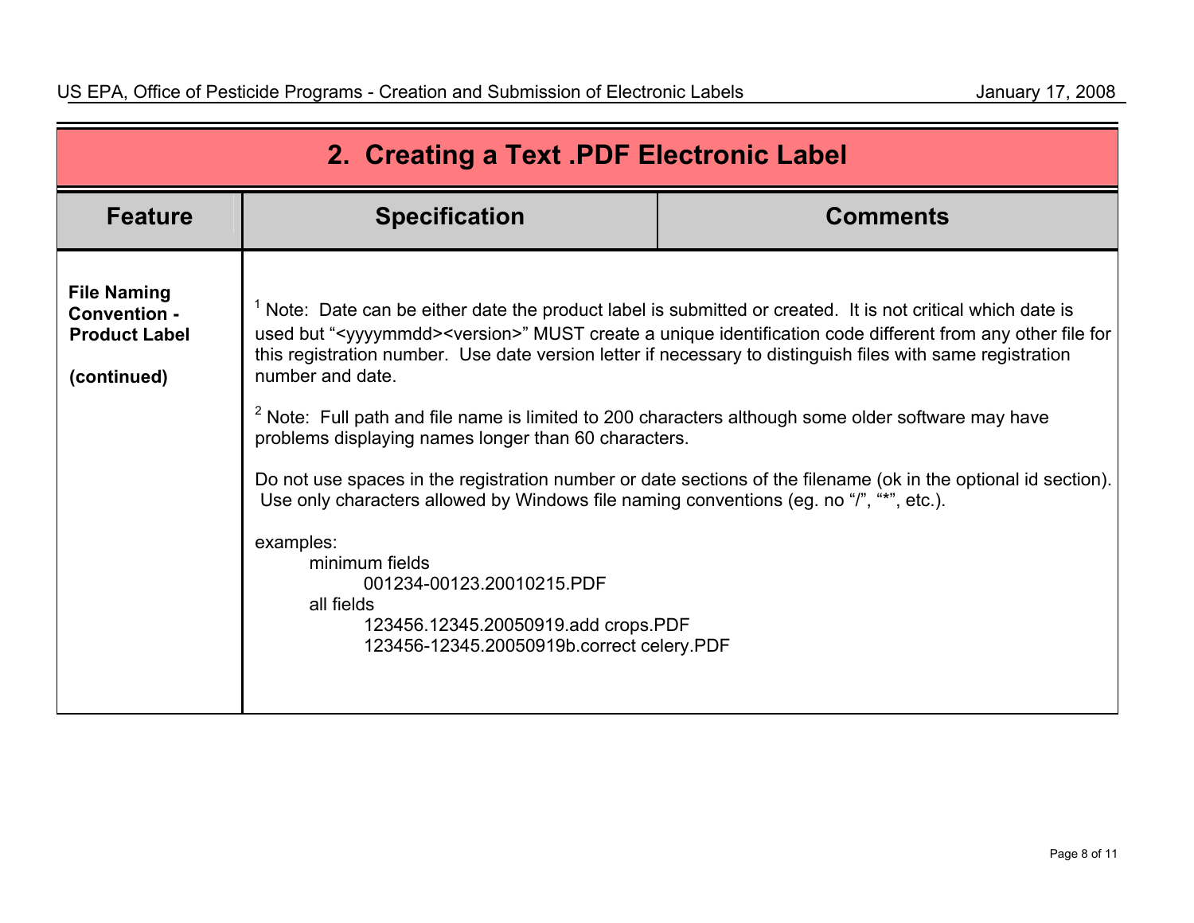## 2. Creating a Text .PDF Electronic Label

| Feature | Specification | Comments |
|---|---|---|
| **File Naming Convention - Product Label**<br><br>**(continued)** | [1] Note: Date can be either date the product label is submitted or created. It is not critical which date is used but "<yyyymmdd><version>" MUST create a unique identification code different from any other file for this registration number. Use date version letter if necessary to distinguish files with same registration number and date.<br><br>[2] Note: Full path and file name is limited to 200 characters although some older software may have problems displaying names longer than 60 characters.<br><br>Do not use spaces in the registration number or date sections of the filename (ok in the optional id section). Use only characters allowed by Windows file naming conventions (eg. no "/", "*", etc.).<br><br>examples:<br>minimum fields<br>001234-00123.20010215.PDF<br>all fields<br>123456.12345.20050919.add crops.PDF<br>123456-12345.20050919b.correct celery.PDF | |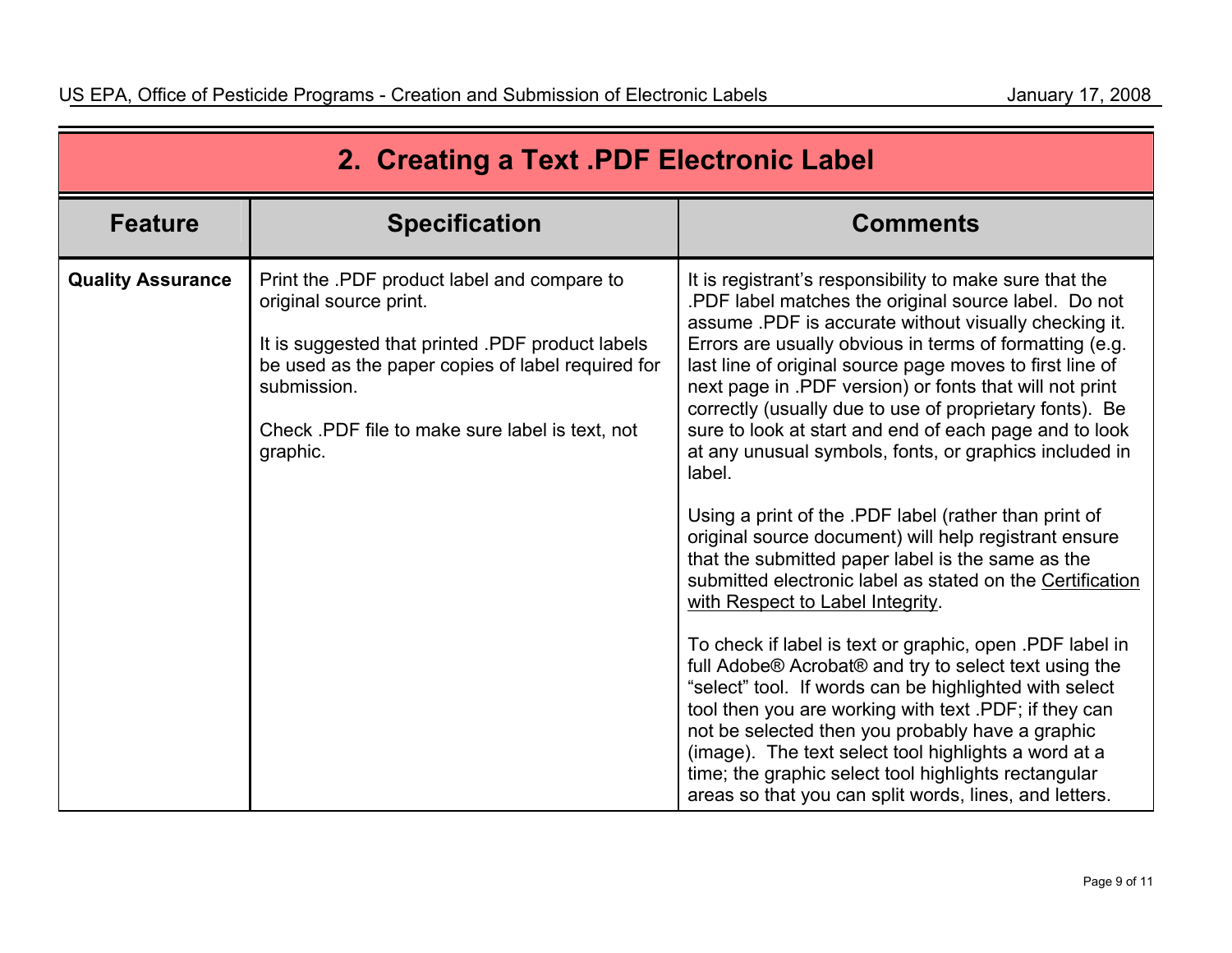## 2. Creating a Text .PDF Electronic Label

| Feature | Specification | Comments |
|---|---|---|
| **Quality Assurance** | Print the .PDF product label and compare to original source print.<br><br>It is suggested that printed .PDF product labels be used as the paper copies of label required for submission.<br><br>Check .PDF file to make sure label is text, not graphic. | It is registrant's responsibility to make sure that the .PDF label matches the original source label. Do not assume .PDF is accurate without visually checking it. Errors are usually obvious in terms of formatting (e.g. last line of original source page moves to first line of next page in .PDF version) or fonts that will not print correctly (usually due to use of proprietary fonts). Be sure to look at start and end of each page and to look at any unusual symbols, fonts, or graphics included in label.<br><br>Using a print of the .PDF label (rather than print of original source document) will help registrant ensure that the submitted paper label is the same as the submitted electronic label as stated on the Certification with Respect to Label Integrity.<br><br>To check if label is text or graphic, open .PDF label in full Adobe® Acrobat® and try to select text using the "select" tool. If words can be highlighted with select tool then you are working with text .PDF; if they can not be selected then you probably have a graphic (image). The text select tool highlights a word at a time; the graphic select tool highlights rectangular areas so that you can split words, lines, and letters. |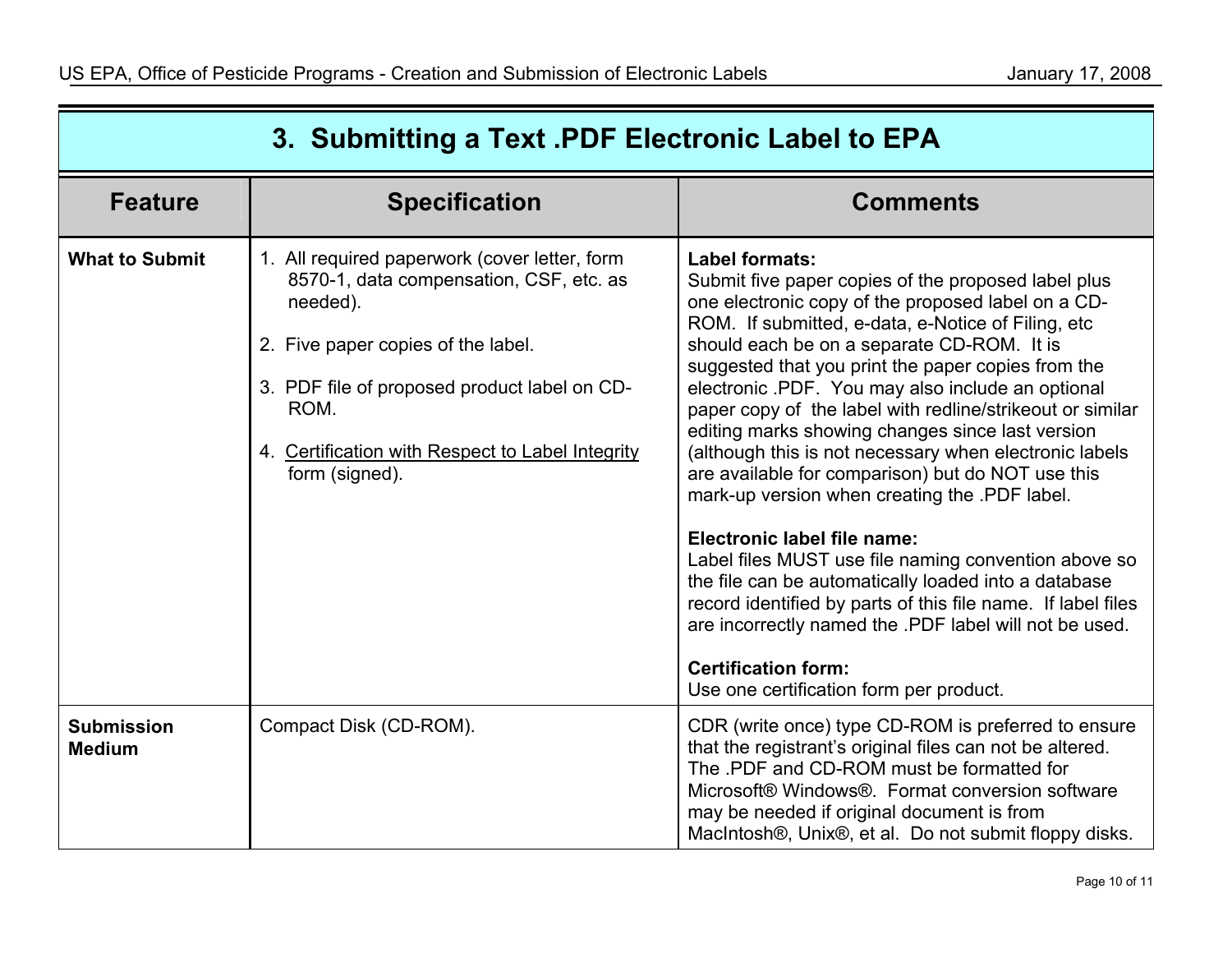## 3. Submitting a Text .PDF Electronic Label to EPA

| Feature | Specification | Comments |
|---|---|---|
| **What to Submit** | 1. All required paperwork (cover letter, form 8570-1, data compensation, CSF, etc. as needed).<br><br>2. Five paper copies of the label.<br><br>3. PDF file of proposed product label on CD-ROM.<br><br>4. Certification with Respect to Label Integrity form (signed). | **Label formats:**<br>Submit five paper copies of the proposed label plus one electronic copy of the proposed label on a CD-ROM. If submitted, e-data, e-Notice of Filing, etc should each be on a separate CD-ROM. It is suggested that you print the paper copies from the electronic .PDF. You may also include an optional paper copy of the label with redline/strikeout or similar editing marks showing changes since last version (although this is not necessary when electronic labels are available for comparison) but do NOT use this mark-up version when creating the .PDF label.<br><br>**Electronic label file name:**<br>Label files MUST use file naming convention above so the file can be automatically loaded into a database record identified by parts of this file name. If label files are incorrectly named the .PDF label will not be used.<br><br>**Certification form:**<br>Use one certification form per product. |
| **Submission Medium** | Compact Disk (CD-ROM). | CDR (write once) type CD-ROM is preferred to ensure that the registrant's original files can not be altered. The .PDF and CD-ROM must be formatted for Microsoft® Windows®. Format conversion software may be needed if original document is from MacIntosh®, Unix®, et al. Do not submit floppy disks. |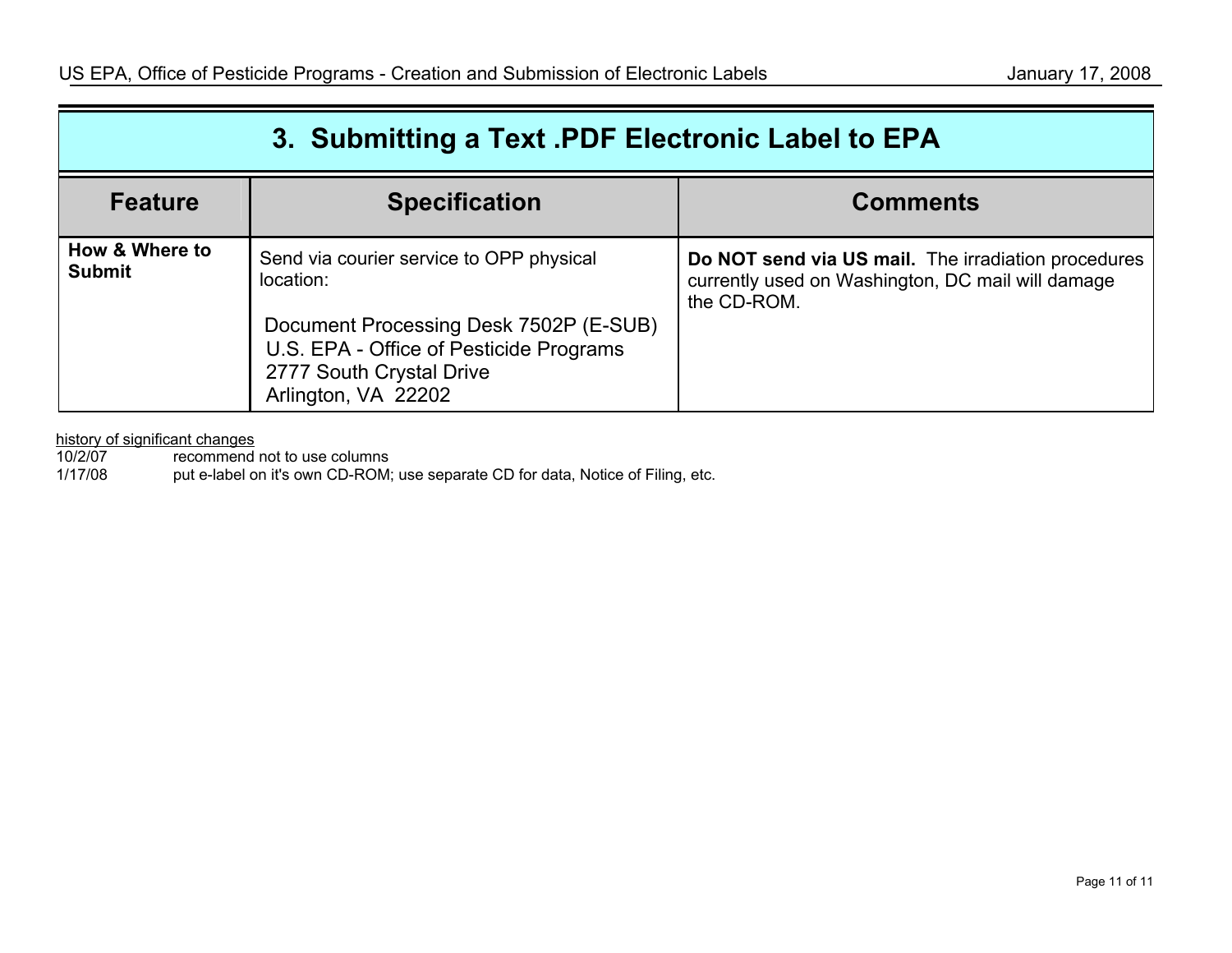## 3. Submitting a Text .PDF Electronic Label to EPA

| Feature | Specification | Comments |
|---|---|---|
| **How & Where to Submit** | Send via courier service to OPP physical location:<br><br>Document Processing Desk 7502P (E-SUB)<br>U.S. EPA - Office of Pesticide Programs<br>2777 South Crystal Drive<br>Arlington, VA 22202 | **Do NOT send via US mail.** The irradiation procedures currently used on Washington, DC mail will damage the CD-ROM. |

history of significant changes

10/2/07 recommend not to use columns

1/17/08 put e-label on it's own CD-ROM; use separate CD for data, Notice of Filing, etc.